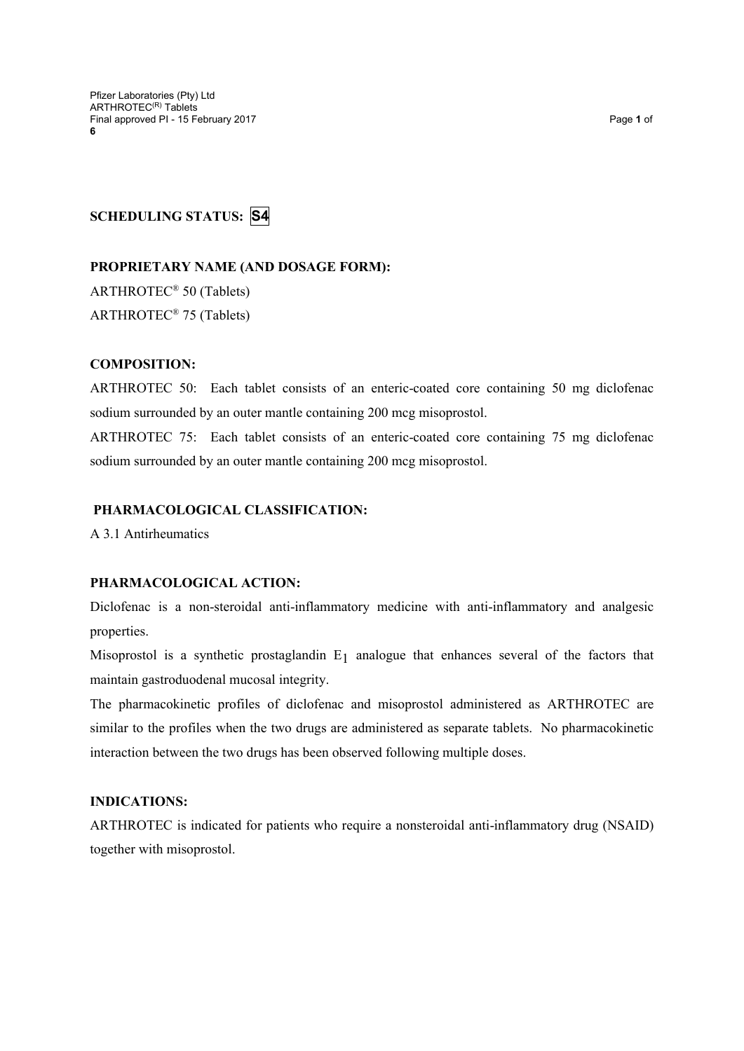**SCHEDULING STATUS: S4**

**PROPRIETARY NAME (AND DOSAGE FORM):**

ARTHROTEC® 50 (Tablets)

ARTHROTEC® 75 (Tablets)

**COMPOSITION:**

ARTHROTEC 50: Each tablet consists of an enteric-coated core containing 50 mg diclofenac sodium surrounded by an outer mantle containing 200 mcg misoprostol.

ARTHROTEC 75: Each tablet consists of an enteric-coated core containing 75 mg diclofenac sodium surrounded by an outer mantle containing 200 mcg misoprostol.

**PHARMACOLOGICAL CLASSIFICATION:**

A 3.1 Antirheumatics

**PHARMACOLOGICAL ACTION:**

Diclofenac is a non-steroidal anti-inflammatory medicine with anti-inflammatory and analgesic properties.

Misoprostol is a synthetic prostaglandin $E_1$ analogue that enhances several of the factors that maintain gastroduodenal mucosal integrity.

The pharmacokinetic profiles of diclofenac and misoprostol administered as ARTHROTEC are similar to the profiles when the two drugs are administered as separate tablets. No pharmacokinetic interaction between the two drugs has been observed following multiple doses.

**INDICATIONS:**

ARTHROTEC is indicated for patients who require a nonsteroidal anti-inflammatory drug (NSAID) together with misoprostol.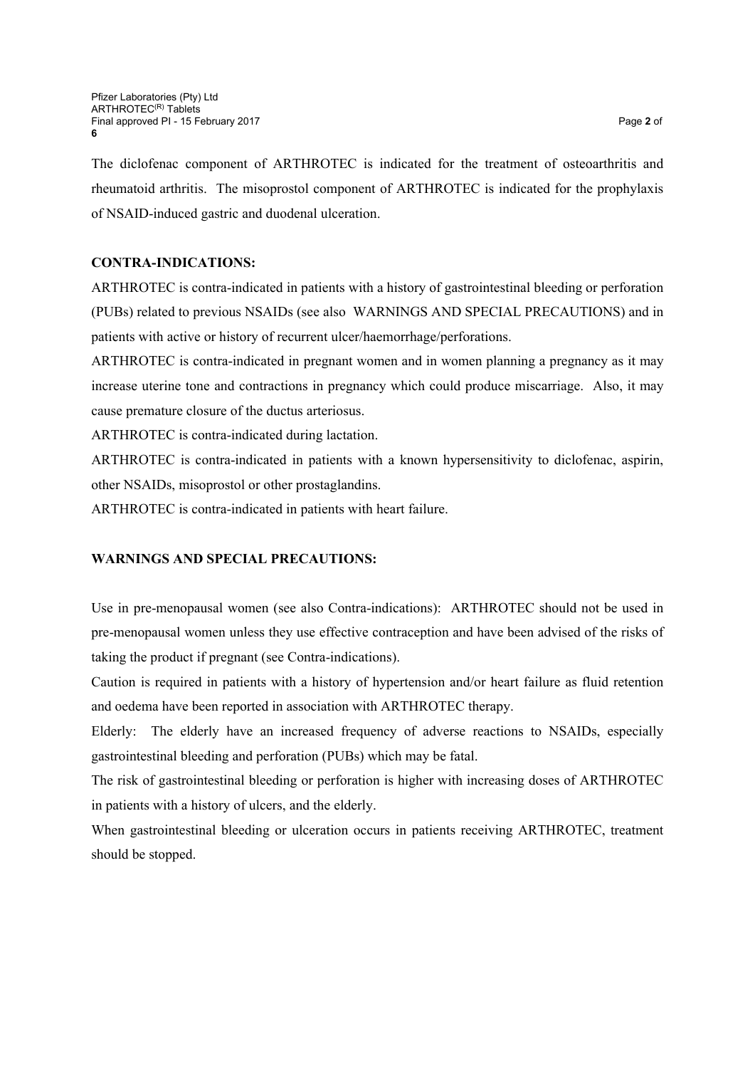The diclofenac component of ARTHROTEC is indicated for the treatment of osteoarthritis and rheumatoid arthritis. The misoprostol component of ARTHROTEC is indicated for the prophylaxis of NSAID-induced gastric and duodenal ulceration.

**CONTRA-INDICATIONS:**

ARTHROTEC is contra-indicated in patients with a history of gastrointestinal bleeding or perforation (PUBs) related to previous NSAIDs (see also WARNINGS AND SPECIAL PRECAUTIONS) and in patients with active or history of recurrent ulcer/haemorrhage/perforations.

ARTHROTEC is contra-indicated in pregnant women and in women planning a pregnancy as it may increase uterine tone and contractions in pregnancy which could produce miscarriage. Also, it may cause premature closure of the ductus arteriosus.

ARTHROTEC is contra-indicated during lactation.

ARTHROTEC is contra-indicated in patients with a known hypersensitivity to diclofenac, aspirin, other NSAIDs, misoprostol or other prostaglandins.

ARTHROTEC is contra-indicated in patients with heart failure.

**WARNINGS AND SPECIAL PRECAUTIONS:**

Use in pre-menopausal women (see also Contra-indications): ARTHROTEC should not be used in pre-menopausal women unless they use effective contraception and have been advised of the risks of taking the product if pregnant (see Contra-indications).

Caution is required in patients with a history of hypertension and/or heart failure as fluid retention and oedema have been reported in association with ARTHROTEC therapy.

Elderly: The elderly have an increased frequency of adverse reactions to NSAIDs, especially gastrointestinal bleeding and perforation (PUBs) which may be fatal.

The risk of gastrointestinal bleeding or perforation is higher with increasing doses of ARTHROTEC in patients with a history of ulcers, and the elderly.

When gastrointestinal bleeding or ulceration occurs in patients receiving ARTHROTEC, treatment should be stopped.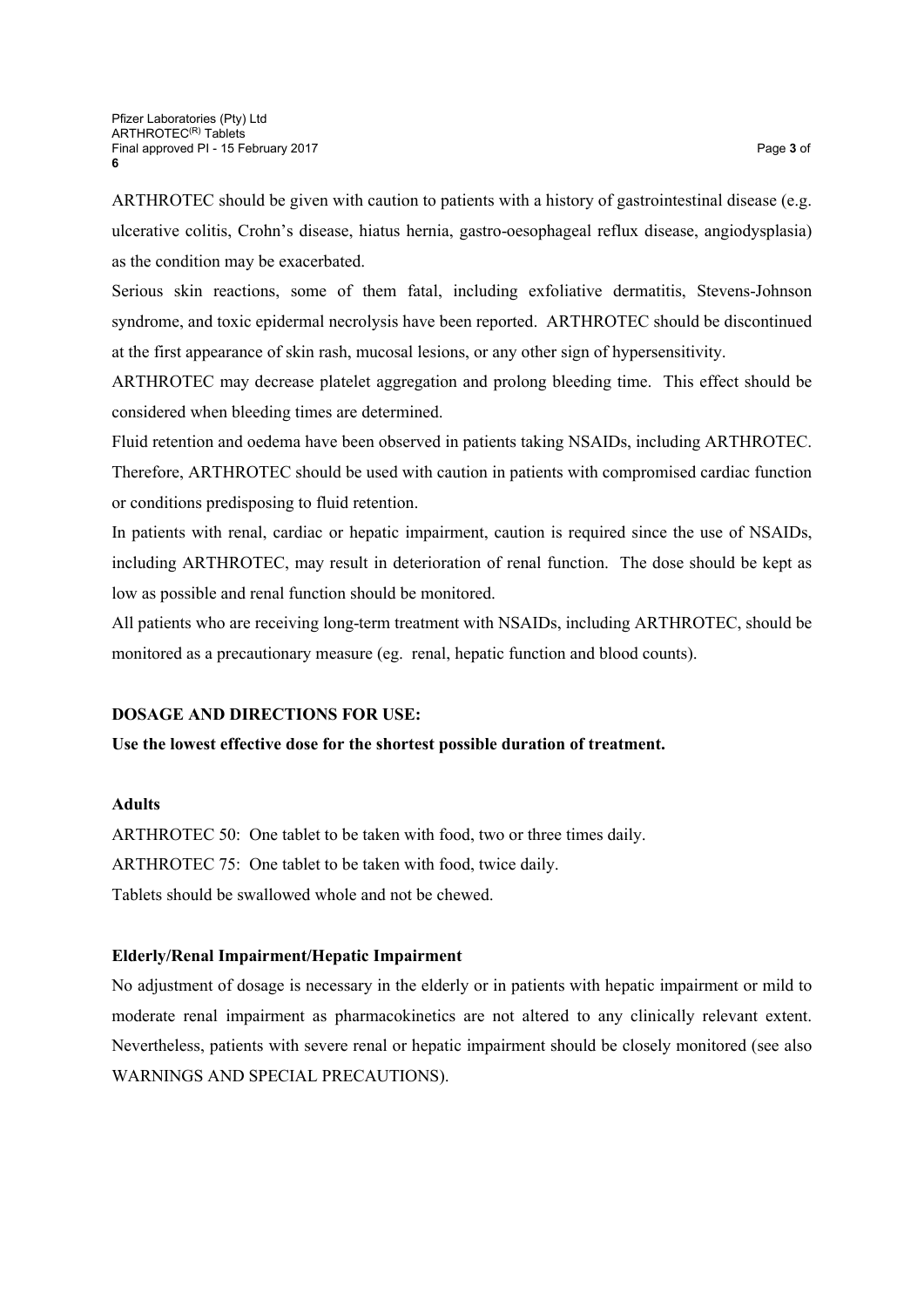ARTHROTEC should be given with caution to patients with a history of gastrointestinal disease (e.g. ulcerative colitis, Crohn's disease, hiatus hernia, gastro-oesophageal reflux disease, angiodysplasia) as the condition may be exacerbated.

Serious skin reactions, some of them fatal, including exfoliative dermatitis, Stevens-Johnson syndrome, and toxic epidermal necrolysis have been reported. ARTHROTEC should be discontinued at the first appearance of skin rash, mucosal lesions, or any other sign of hypersensitivity.

ARTHROTEC may decrease platelet aggregation and prolong bleeding time. This effect should be considered when bleeding times are determined.

Fluid retention and oedema have been observed in patients taking NSAIDs, including ARTHROTEC. Therefore, ARTHROTEC should be used with caution in patients with compromised cardiac function or conditions predisposing to fluid retention.

In patients with renal, cardiac or hepatic impairment, caution is required since the use of NSAIDs, including ARTHROTEC, may result in deterioration of renal function. The dose should be kept as low as possible and renal function should be monitored.

All patients who are receiving long-term treatment with NSAIDs, including ARTHROTEC, should be monitored as a precautionary measure (eg. renal, hepatic function and blood counts).

## DOSAGE AND DIRECTIONS FOR USE:

**Use the lowest effective dose for the shortest possible duration of treatment.**

### Adults

ARTHROTEC 50: One tablet to be taken with food, two or three times daily.

ARTHROTEC 75: One tablet to be taken with food, twice daily.

Tablets should be swallowed whole and not be chewed.

### Elderly/Renal Impairment/Hepatic Impairment

No adjustment of dosage is necessary in the elderly or in patients with hepatic impairment or mild to moderate renal impairment as pharmacokinetics are not altered to any clinically relevant extent. Nevertheless, patients with severe renal or hepatic impairment should be closely monitored (see also WARNINGS AND SPECIAL PRECAUTIONS).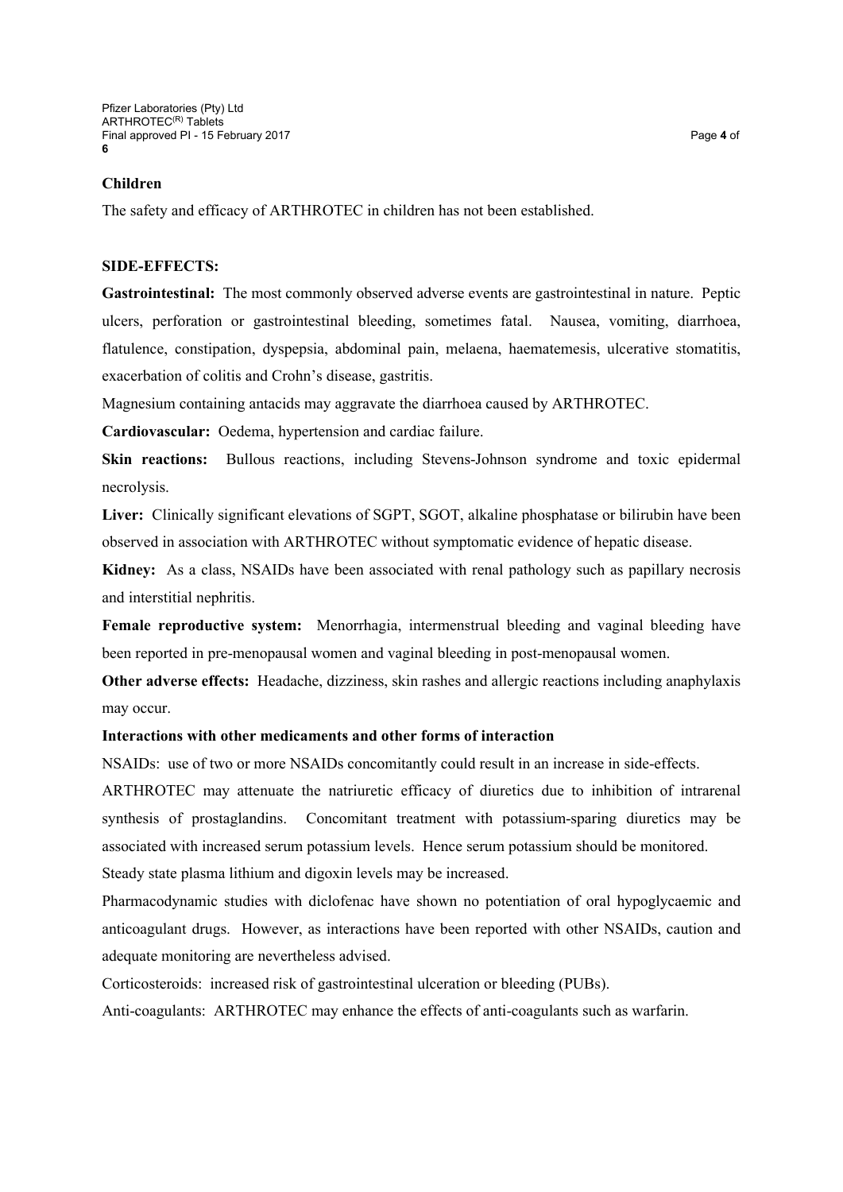**Children**

The safety and efficacy of ARTHROTEC in children has not been established.

**SIDE-EFFECTS:**

**Gastrointestinal:** The most commonly observed adverse events are gastrointestinal in nature. Peptic ulcers, perforation or gastrointestinal bleeding, sometimes fatal. Nausea, vomiting, diarrhoea, flatulence, constipation, dyspepsia, abdominal pain, melaena, haematemesis, ulcerative stomatitis, exacerbation of colitis and Crohn's disease, gastritis.

Magnesium containing antacids may aggravate the diarrhoea caused by ARTHROTEC.

**Cardiovascular:** Oedema, hypertension and cardiac failure.

**Skin reactions:** Bullous reactions, including Stevens-Johnson syndrome and toxic epidermal necrolysis.

**Liver:** Clinically significant elevations of SGPT, SGOT, alkaline phosphatase or bilirubin have been observed in association with ARTHROTEC without symptomatic evidence of hepatic disease.

**Kidney:** As a class, NSAIDs have been associated with renal pathology such as papillary necrosis and interstitial nephritis.

**Female reproductive system:** Menorrhagia, intermenstrual bleeding and vaginal bleeding have been reported in pre-menopausal women and vaginal bleeding in post-menopausal women.

**Other adverse effects:** Headache, dizziness, skin rashes and allergic reactions including anaphylaxis may occur.

**Interactions with other medicaments and other forms of interaction**

NSAIDs: use of two or more NSAIDs concomitantly could result in an increase in side-effects.

ARTHROTEC may attenuate the natriuretic efficacy of diuretics due to inhibition of intrarenal synthesis of prostaglandins. Concomitant treatment with potassium-sparing diuretics may be associated with increased serum potassium levels. Hence serum potassium should be monitored.

Steady state plasma lithium and digoxin levels may be increased.

Pharmacodynamic studies with diclofenac have shown no potentiation of oral hypoglycaemic and anticoagulant drugs. However, as interactions have been reported with other NSAIDs, caution and adequate monitoring are nevertheless advised.

Corticosteroids: increased risk of gastrointestinal ulceration or bleeding (PUBs).

Anti-coagulants: ARTHROTEC may enhance the effects of anti-coagulants such as warfarin.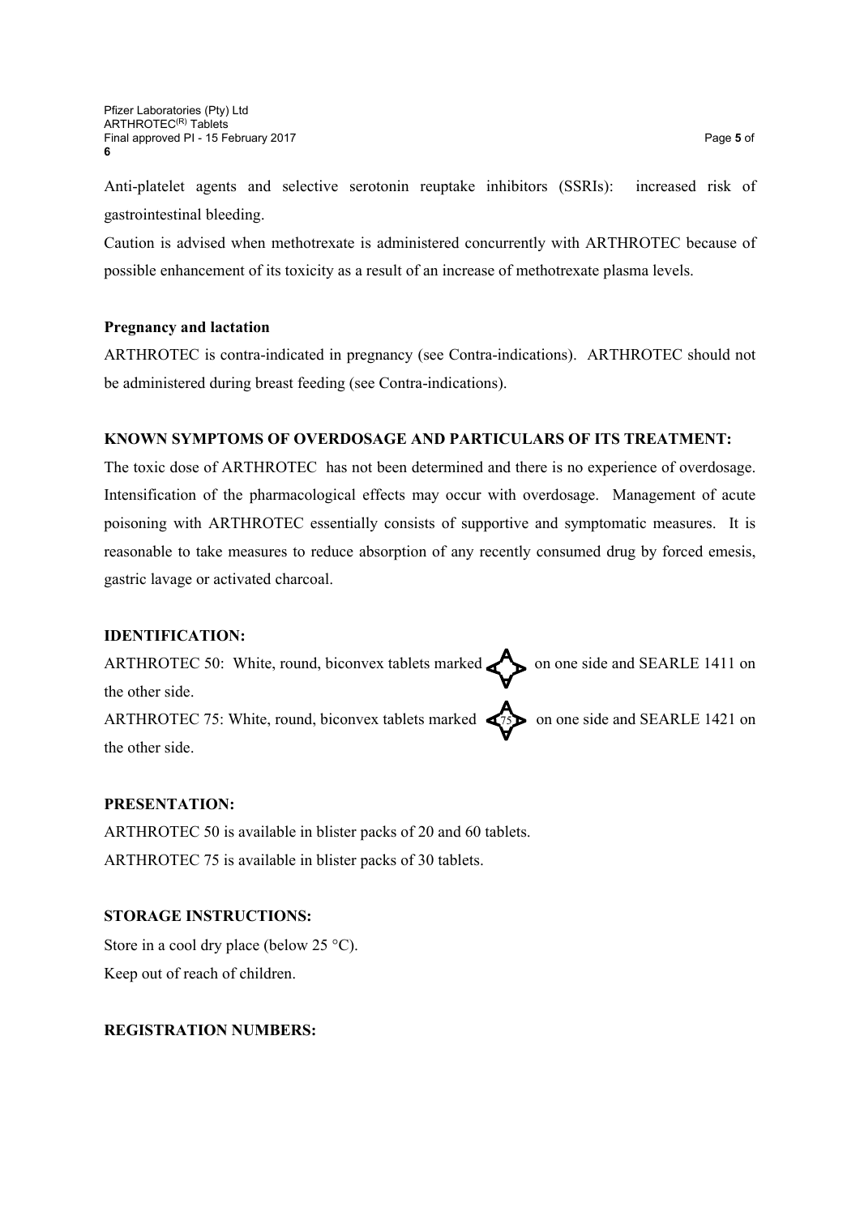Anti-platelet agents and selective serotonin reuptake inhibitors (SSRIs): increased risk of gastrointestinal bleeding.

Caution is advised when methotrexate is administered concurrently with ARTHROTEC because of possible enhancement of its toxicity as a result of an increase of methotrexate plasma levels.

**Pregnancy and lactation**

ARTHROTEC is contra-indicated in pregnancy (see Contra-indications). ARTHROTEC should not be administered during breast feeding (see Contra-indications).

**KNOWN SYMPTOMS OF OVERDOSAGE AND PARTICULARS OF ITS TREATMENT:**

The toxic dose of ARTHROTEC has not been determined and there is no experience of overdosage. Intensification of the pharmacological effects may occur with overdosage. Management of acute poisoning with ARTHROTEC essentially consists of supportive and symptomatic measures. It is reasonable to take measures to reduce absorption of any recently consumed drug by forced emesis, gastric lavage or activated charcoal.

**IDENTIFICATION:**

ARTHROTEC 50: White, round, biconvex tablets marked on one side and SEARLE 1411 on the other side.

ARTHROTEC 75: White, round, biconvex tablets marked 75 on one side and SEARLE 1421 on the other side.

**PRESENTATION:**

ARTHROTEC 50 is available in blister packs of 20 and 60 tablets.

ARTHROTEC 75 is available in blister packs of 30 tablets.

**STORAGE INSTRUCTIONS:**

Store in a cool dry place (below 25 °C).

Keep out of reach of children.

**REGISTRATION NUMBERS:**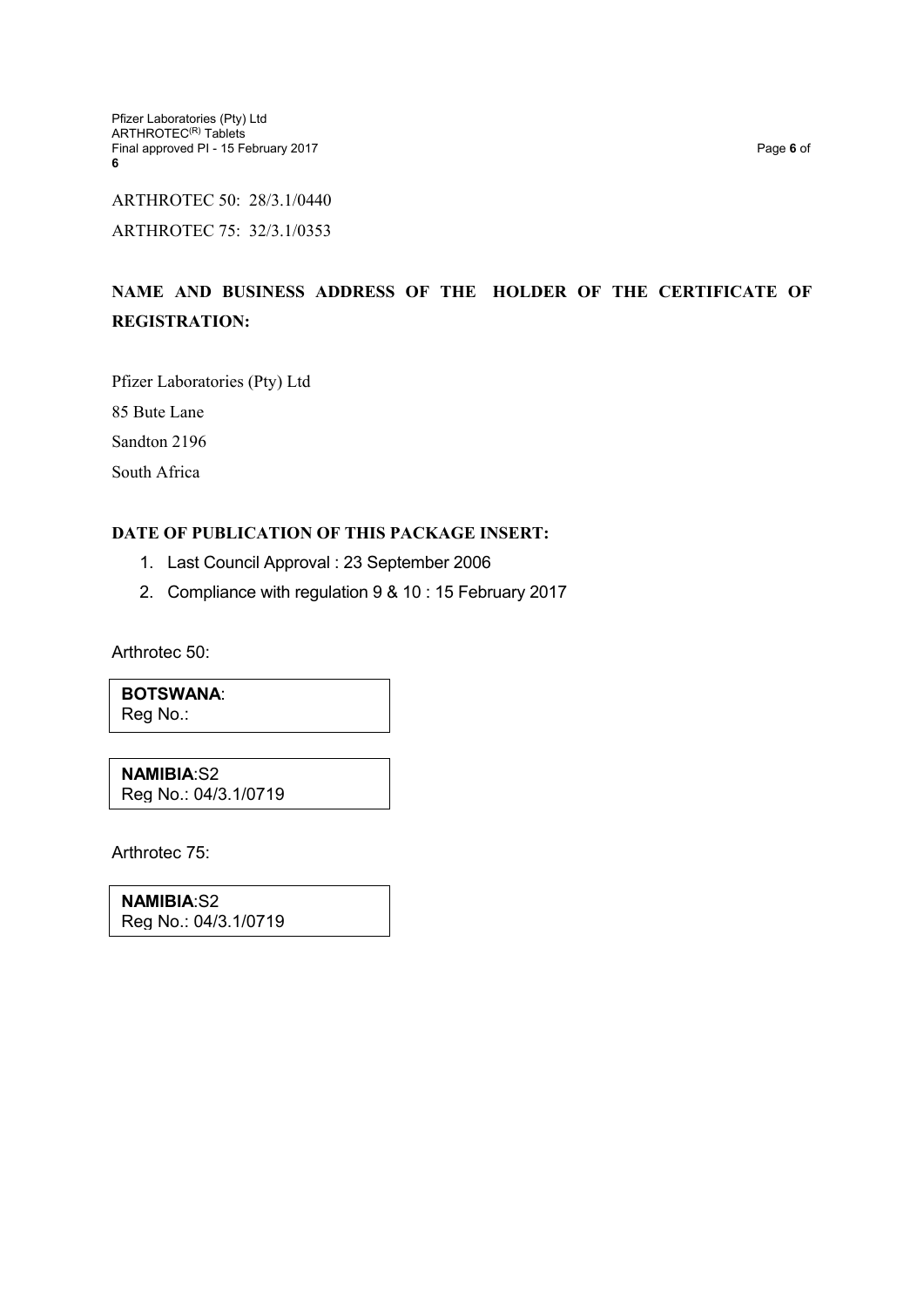ARTHROTEC 50: 28/3.1/0440

ARTHROTEC 75: 32/3.1/0353

**NAME AND BUSINESS ADDRESS OF THE HOLDER OF THE CERTIFICATE OF REGISTRATION:**

Pfizer Laboratories (Pty) Ltd

85 Bute Lane

Sandton 2196

South Africa

**DATE OF PUBLICATION OF THIS PACKAGE INSERT:**

1. Last Council Approval : 23 September 2006
2. Compliance with regulation 9 & 10 : 15 February 2017

Arthrotec 50:

**BOTSWANA**:
Reg No.:

**NAMIBIA**:S2
Reg No.: 04/3.1/0719

Arthrotec 75:

**NAMIBIA**:S2
Reg No.: 04/3.1/0719